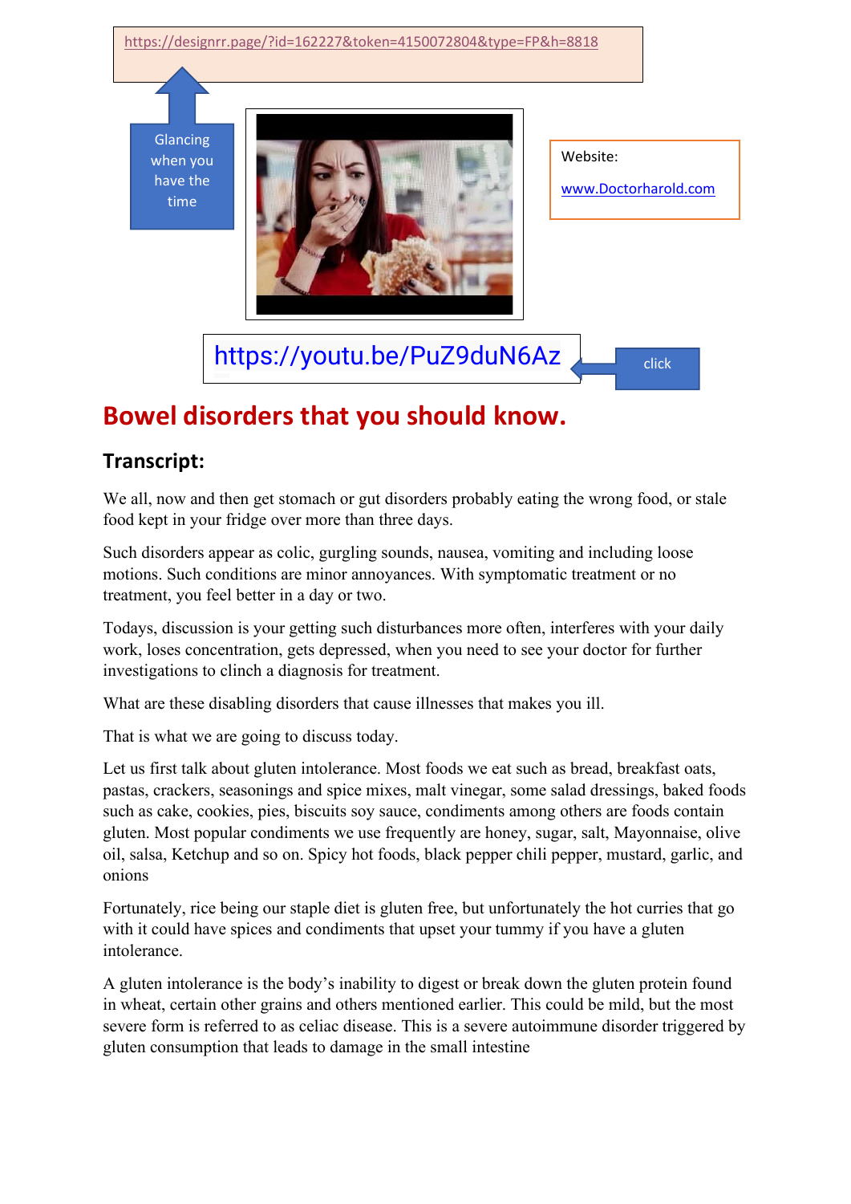https://designrr.page/?id=162227&token=4150072804&type=FP&h=8818

Glancing when you have the time

Website:

www.Doctorharold.com

https://youtu.be/PuZ9duN6Az

click

# Bowel disorders that you should know.

## Transcript:

We all, now and then get stomach or gut disorders probably eating the wrong food, or stale food kept in your fridge over more than three days.

Such disorders appear as colic, gurgling sounds, nausea, vomiting and including loose motions. Such conditions are minor annoyances. With symptomatic treatment or no treatment, you feel better in a day or two.

Todays, discussion is your getting such disturbances more often, interferes with your daily work, loses concentration, gets depressed, when you need to see your doctor for further investigations to clinch a diagnosis for treatment.

What are these disabling disorders that cause illnesses that makes you ill.

That is what we are going to discuss today.

Let us first talk about gluten intolerance. Most foods we eat such as bread, breakfast oats, pastas, crackers, seasonings and spice mixes, malt vinegar, some salad dressings, baked foods such as cake, cookies, pies, biscuits soy sauce, condiments among others are foods contain gluten. Most popular condiments we use frequently are honey, sugar, salt, Mayonnaise, olive oil, salsa, Ketchup and so on. Spicy hot foods, black pepper chili pepper, mustard, garlic, and onions

Fortunately, rice being our staple diet is gluten free, but unfortunately the hot curries that go with it could have spices and condiments that upset your tummy if you have a gluten intolerance.

A gluten intolerance is the body's inability to digest or break down the gluten protein found in wheat, certain other grains and others mentioned earlier. This could be mild, but the most severe form is referred to as celiac disease. This is a severe autoimmune disorder triggered by gluten consumption that leads to damage in the small intestine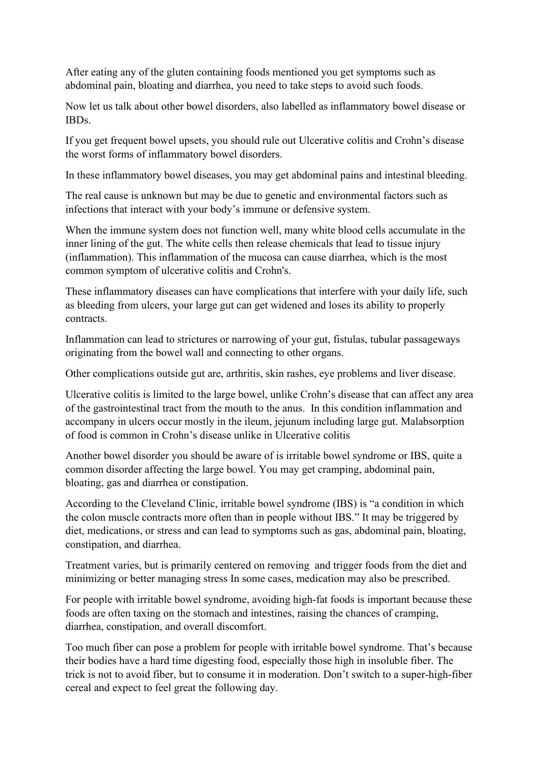After eating any of the gluten containing foods mentioned you get symptoms such as abdominal pain, bloating and diarrhea, you need to take steps to avoid such foods.

Now let us talk about other bowel disorders, also labelled as inflammatory bowel disease or IBDs.

If you get frequent bowel upsets, you should rule out Ulcerative colitis and Crohn's disease the worst forms of inflammatory bowel disorders.

In these inflammatory bowel diseases, you may get abdominal pains and intestinal bleeding.

The real cause is unknown but may be due to genetic and environmental factors such as infections that interact with your body's immune or defensive system.

When the immune system does not function well, many white blood cells accumulate in the inner lining of the gut. The white cells then release chemicals that lead to tissue injury (inflammation). This inflammation of the mucosa can cause diarrhea, which is the most common symptom of ulcerative colitis and Crohn's.

These inflammatory diseases can have complications that interfere with your daily life, such as bleeding from ulcers, your large gut can get widened and loses its ability to properly contracts.

Inflammation can lead to strictures or narrowing of your gut, fistulas, tubular passageways originating from the bowel wall and connecting to other organs.

Other complications outside gut are, arthritis, skin rashes, eye problems and liver disease.

Ulcerative colitis is limited to the large bowel, unlike Crohn's disease that can affect any area of the gastrointestinal tract from the mouth to the anus. In this condition inflammation and accompany in ulcers occur mostly in the ileum, jejunum including large gut. Malabsorption of food is common in Crohn's disease unlike in Ulcerative colitis

Another bowel disorder you should be aware of is irritable bowel syndrome or IBS, quite a common disorder affecting the large bowel. You may get cramping, abdominal pain, bloating, gas and diarrhea or constipation.

According to the Cleveland Clinic, irritable bowel syndrome (IBS) is "a condition in which the colon muscle contracts more often than in people without IBS." It may be triggered by diet, medications, or stress and can lead to symptoms such as gas, abdominal pain, bloating, constipation, and diarrhea.

Treatment varies, but is primarily centered on removing and trigger foods from the diet and minimizing or better managing stress In some cases, medication may also be prescribed.

For people with irritable bowel syndrome, avoiding high-fat foods is important because these foods are often taxing on the stomach and intestines, raising the chances of cramping, diarrhea, constipation, and overall discomfort.

Too much fiber can pose a problem for people with irritable bowel syndrome. That's because their bodies have a hard time digesting food, especially those high in insoluble fiber. The trick is not to avoid fiber, but to consume it in moderation. Don't switch to a super-high-fiber cereal and expect to feel great the following day.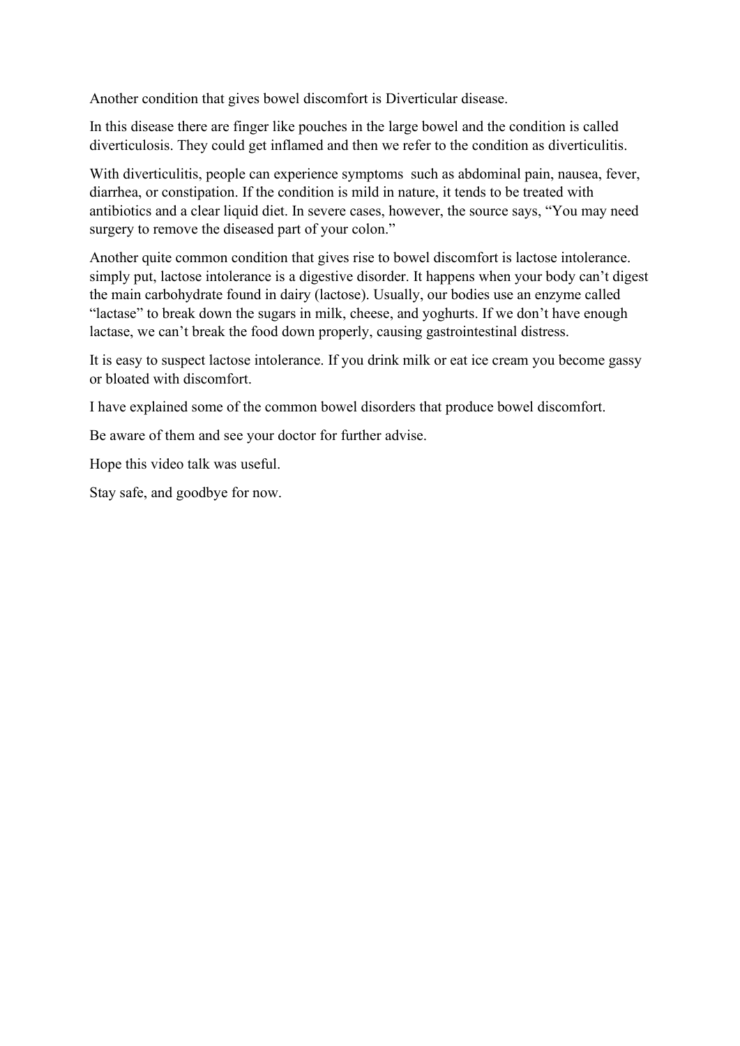Another condition that gives bowel discomfort is Diverticular disease.

In this disease there are finger like pouches in the large bowel and the condition is called diverticulosis. They could get inflamed and then we refer to the condition as diverticulitis.

With diverticulitis, people can experience symptoms  such as abdominal pain, nausea, fever, diarrhea, or constipation. If the condition is mild in nature, it tends to be treated with antibiotics and a clear liquid diet. In severe cases, however, the source says, "You may need surgery to remove the diseased part of your colon."

Another quite common condition that gives rise to bowel discomfort is lactose intolerance. simply put, lactose intolerance is a digestive disorder. It happens when your body can't digest the main carbohydrate found in dairy (lactose). Usually, our bodies use an enzyme called "lactase" to break down the sugars in milk, cheese, and yoghurts. If we don't have enough lactase, we can't break the food down properly, causing gastrointestinal distress.

It is easy to suspect lactose intolerance. If you drink milk or eat ice cream you become gassy or bloated with discomfort.

I have explained some of the common bowel disorders that produce bowel discomfort.

Be aware of them and see your doctor for further advise.

Hope this video talk was useful.

Stay safe, and goodbye for now.